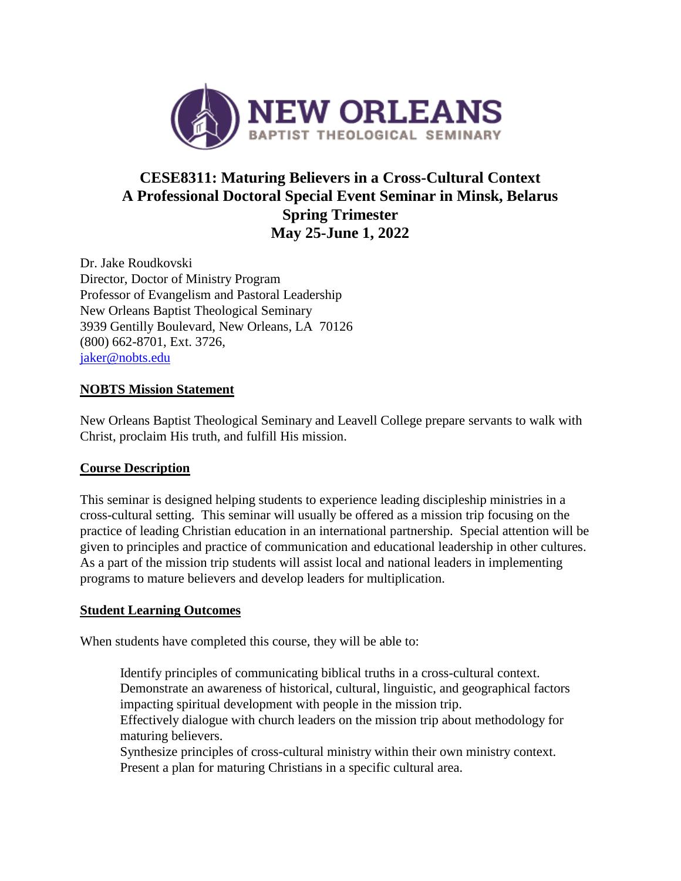NEW ORLEANS
BAPTIST THEOLOGICAL SEMINARY

# CESE8311: Maturing Believers in a Cross-Cultural Context
# A Professional Doctoral Special Event Seminar in Minsk, Belarus
# Spring Trimester
# May 25-June 1, 2022

Dr. Jake Roudkovski
Director, Doctor of Ministry Program
Professor of Evangelism and Pastoral Leadership
New Orleans Baptist Theological Seminary
3939 Gentilly Boulevard, New Orleans, LA 70126
(800) 662-8701, Ext. 3726,
jaker@nobts.edu

## NOBTS Mission Statement

New Orleans Baptist Theological Seminary and Leavell College prepare servants to walk with Christ, proclaim His truth, and fulfill His mission.

## Course Description

This seminar is designed helping students to experience leading discipleship ministries in a cross-cultural setting. This seminar will usually be offered as a mission trip focusing on the practice of leading Christian education in an international partnership. Special attention will be given to principles and practice of communication and educational leadership in other cultures. As a part of the mission trip students will assist local and national leaders in implementing programs to mature believers and develop leaders for multiplication.

## Student Learning Outcomes

When students have completed this course, they will be able to:

Identify principles of communicating biblical truths in a cross-cultural context.
Demonstrate an awareness of historical, cultural, linguistic, and geographical factors impacting spiritual development with people in the mission trip.
Effectively dialogue with church leaders on the mission trip about methodology for maturing believers.
Synthesize principles of cross-cultural ministry within their own ministry context.
Present a plan for maturing Christians in a specific cultural area.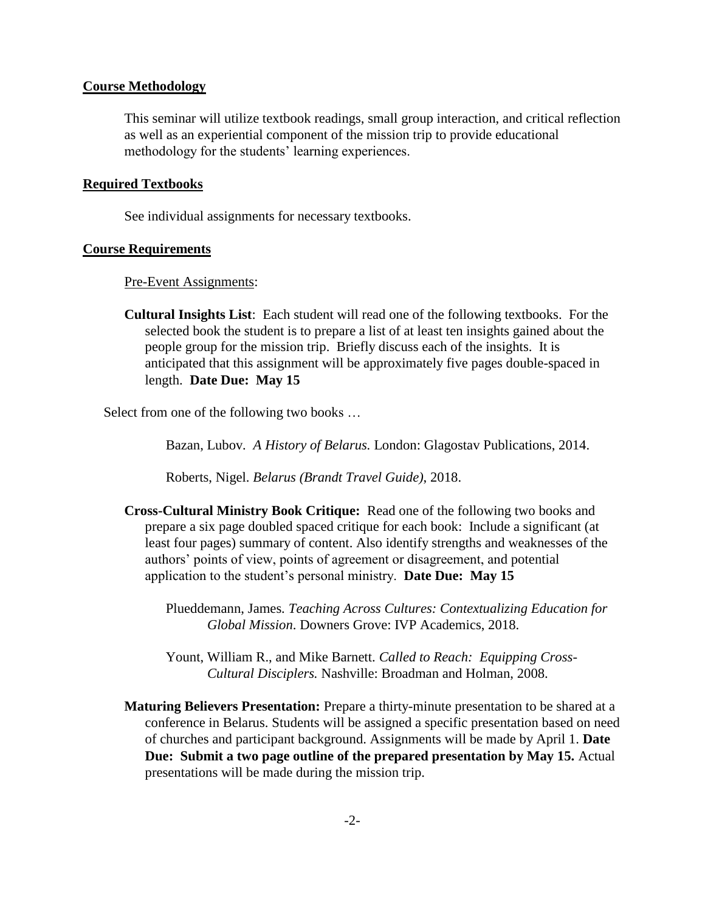**Course Methodology**

This seminar will utilize textbook readings, small group interaction, and critical reflection as well as an experiential component of the mission trip to provide educational methodology for the students' learning experiences.

**Required Textbooks**

See individual assignments for necessary textbooks.

**Course Requirements**

Pre-Event Assignments:

**Cultural Insights List**: Each student will read one of the following textbooks. For the selected book the student is to prepare a list of at least ten insights gained about the people group for the mission trip. Briefly discuss each of the insights. It is anticipated that this assignment will be approximately five pages double-spaced in length. **Date Due: May 15**

Select from one of the following two books …

Bazan, Lubov. *A History of Belarus.* London: Glagostav Publications, 2014.

Roberts, Nigel. *Belarus (Brandt Travel Guide)*, 2018.

**Cross-Cultural Ministry Book Critique:** Read one of the following two books and prepare a six page doubled spaced critique for each book: Include a significant (at least four pages) summary of content. Also identify strengths and weaknesses of the authors' points of view, points of agreement or disagreement, and potential application to the student's personal ministry. **Date Due: May 15**

Plueddemann, James. *Teaching Across Cultures: Contextualizing Education for Global Mission*. Downers Grove: IVP Academics, 2018.

Yount, William R., and Mike Barnett. *Called to Reach: Equipping Cross-Cultural Disciplers.* Nashville: Broadman and Holman, 2008.

**Maturing Believers Presentation:** Prepare a thirty-minute presentation to be shared at a conference in Belarus. Students will be assigned a specific presentation based on need of churches and participant background. Assignments will be made by April 1. **Date Due: Submit a two page outline of the prepared presentation by May 15.** Actual presentations will be made during the mission trip.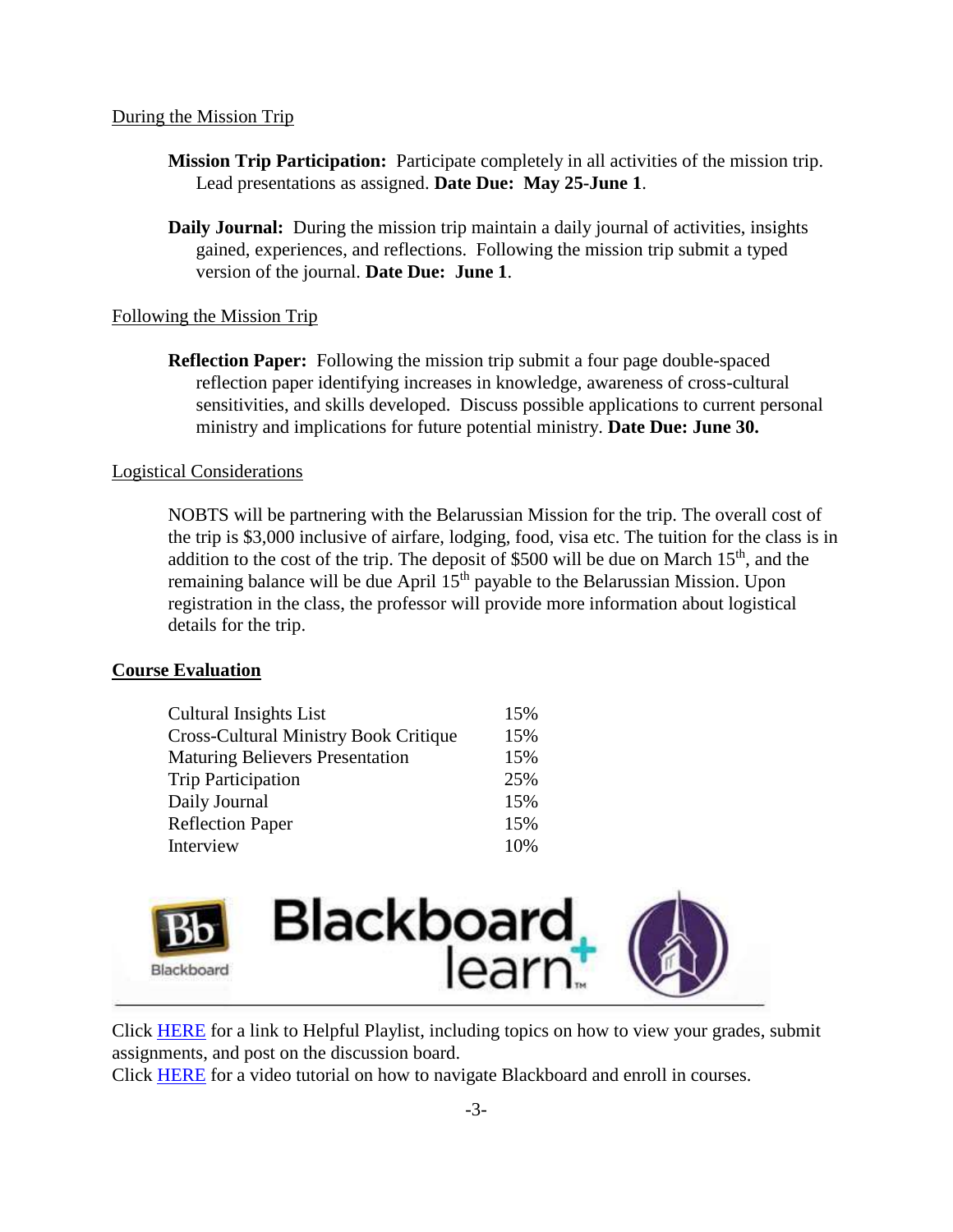During the Mission Trip

**Mission Trip Participation:** Participate completely in all activities of the mission trip. Lead presentations as assigned. **Date Due: May 25-June 1**.

**Daily Journal:** During the mission trip maintain a daily journal of activities, insights gained, experiences, and reflections. Following the mission trip submit a typed version of the journal. **Date Due: June 1**.

Following the Mission Trip

**Reflection Paper:** Following the mission trip submit a four page double-spaced reflection paper identifying increases in knowledge, awareness of cross-cultural sensitivities, and skills developed. Discuss possible applications to current personal ministry and implications for future potential ministry. **Date Due: June 30.**

Logistical Considerations

NOBTS will be partnering with the Belarussian Mission for the trip. The overall cost of the trip is $3,000 inclusive of airfare, lodging, food, visa etc. The tuition for the class is in addition to the cost of the trip. The deposit of $500 will be due on March 15th, and the remaining balance will be due April 15th payable to the Belarussian Mission. Upon registration in the class, the professor will provide more information about logistical details for the trip.

## Course Evaluation

| | |
|---|---|
| Cultural Insights List | 15% |
| Cross-Cultural Ministry Book Critique | 15% |
| Maturing Believers Presentation | 15% |
| Trip Participation | 25% |
| Daily Journal | 15% |
| Reflection Paper | 15% |
| Interview | 10% |

Click HERE for a link to Helpful Playlist, including topics on how to view your grades, submit assignments, and post on the discussion board.
Click HERE for a video tutorial on how to navigate Blackboard and enroll in courses.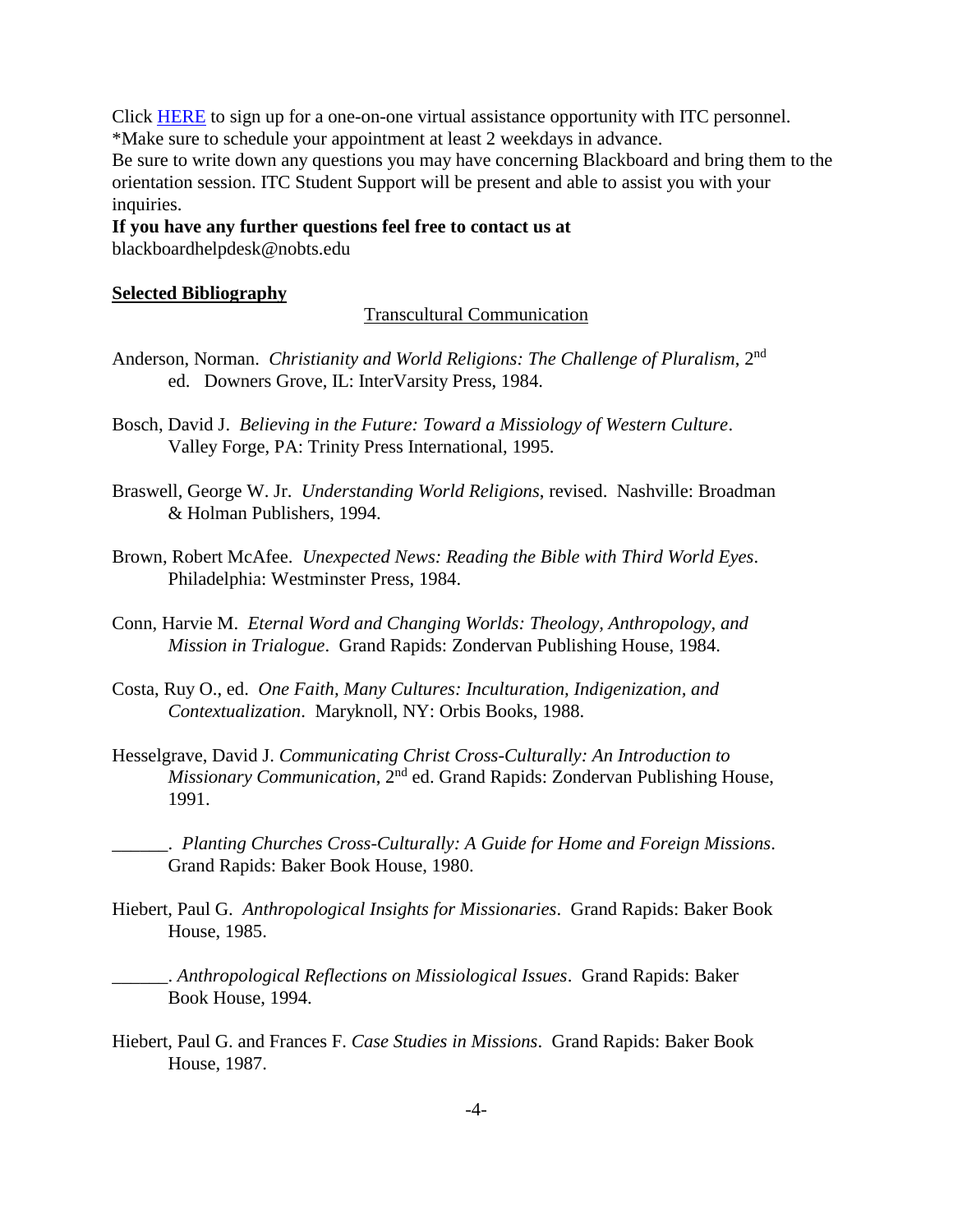Click [HERE]() to sign up for a one-on-one virtual assistance opportunity with ITC personnel.
*Make sure to schedule your appointment at least 2 weekdays in advance.
Be sure to write down any questions you may have concerning Blackboard and bring them to the orientation session. ITC Student Support will be present and able to assist you with your inquiries.

**If you have any further questions feel free to contact us at**
blackboardhelpdesk@nobts.edu

## Selected Bibliography

Transcultural Communication

Anderson, Norman. *Christianity and World Religions: The Challenge of Pluralism*, 2nd ed. Downers Grove, IL: InterVarsity Press, 1984.

Bosch, David J. *Believing in the Future: Toward a Missiology of Western Culture*. Valley Forge, PA: Trinity Press International, 1995.

Braswell, George W. Jr. *Understanding World Religions*, revised. Nashville: Broadman & Holman Publishers, 1994.

Brown, Robert McAfee. *Unexpected News: Reading the Bible with Third World Eyes*. Philadelphia: Westminster Press, 1984.

Conn, Harvie M. *Eternal Word and Changing Worlds: Theology, Anthropology, and Mission in Trialogue*. Grand Rapids: Zondervan Publishing House, 1984.

Costa, Ruy O., ed. *One Faith, Many Cultures: Inculturation, Indigenization, and Contextualization*. Maryknoll, NY: Orbis Books, 1988.

Hesselgrave, David J. *Communicating Christ Cross-Culturally: An Introduction to Missionary Communication*, 2nd ed. Grand Rapids: Zondervan Publishing House, 1991.

______. *Planting Churches Cross-Culturally: A Guide for Home and Foreign Missions*. Grand Rapids: Baker Book House, 1980.

Hiebert, Paul G. *Anthropological Insights for Missionaries*. Grand Rapids: Baker Book House, 1985.

______. *Anthropological Reflections on Missiological Issues*. Grand Rapids: Baker Book House, 1994.

Hiebert, Paul G. and Frances F. *Case Studies in Missions*. Grand Rapids: Baker Book House, 1987.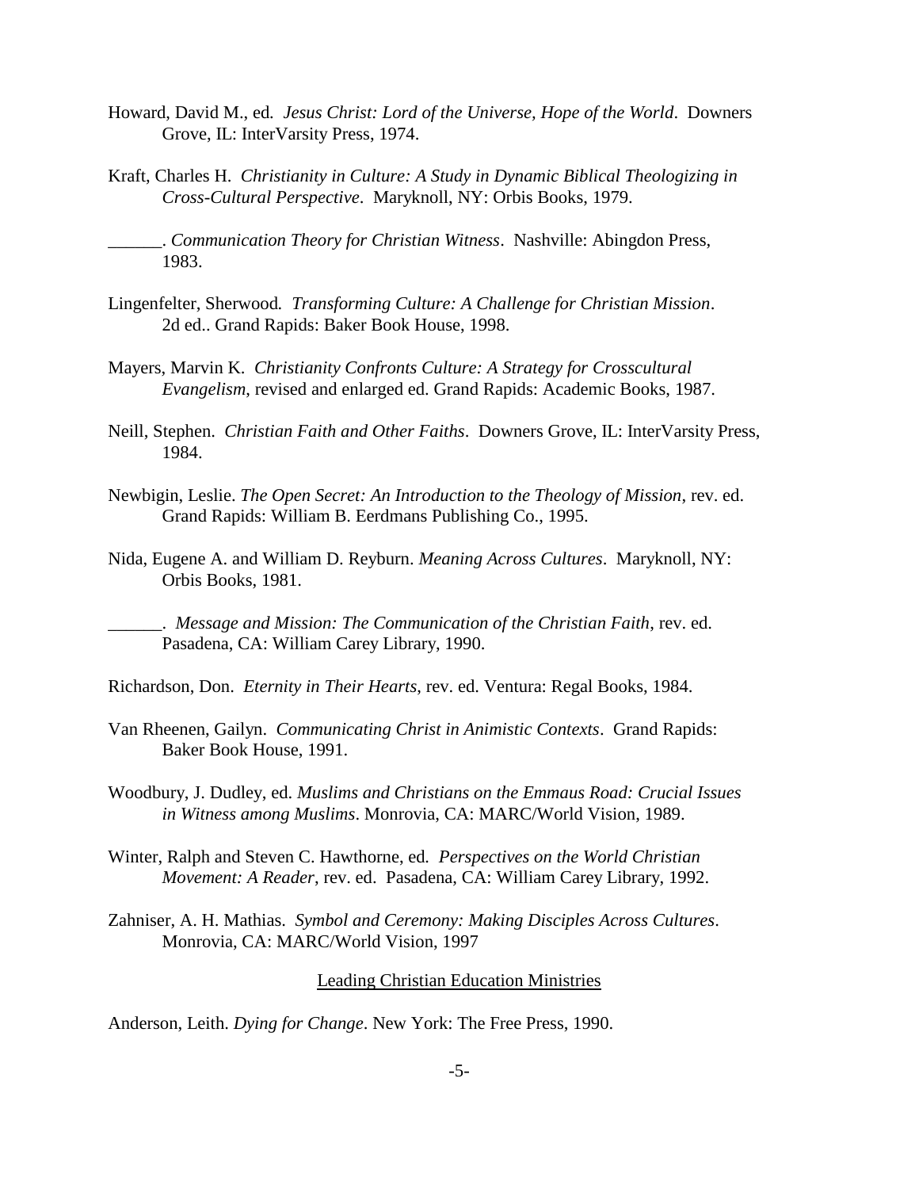Howard, David M., ed. *Jesus Christ: Lord of the Universe, Hope of the World*. Downers Grove, IL: InterVarsity Press, 1974.

Kraft, Charles H. *Christianity in Culture: A Study in Dynamic Biblical Theologizing in Cross-Cultural Perspective*. Maryknoll, NY: Orbis Books, 1979.

______. *Communication Theory for Christian Witness*. Nashville: Abingdon Press, 1983.

Lingenfelter, Sherwood. *Transforming Culture: A Challenge for Christian Mission*. 2d ed.. Grand Rapids: Baker Book House, 1998.

Mayers, Marvin K. *Christianity Confronts Culture: A Strategy for Crosscultural Evangelism*, revised and enlarged ed. Grand Rapids: Academic Books, 1987.

Neill, Stephen. *Christian Faith and Other Faiths*. Downers Grove, IL: InterVarsity Press, 1984.

Newbigin, Leslie. *The Open Secret: An Introduction to the Theology of Mission*, rev. ed. Grand Rapids: William B. Eerdmans Publishing Co., 1995.

Nida, Eugene A. and William D. Reyburn. *Meaning Across Cultures*. Maryknoll, NY: Orbis Books, 1981.

______. *Message and Mission: The Communication of the Christian Faith*, rev. ed. Pasadena, CA: William Carey Library, 1990.

Richardson, Don. *Eternity in Their Hearts*, rev. ed. Ventura: Regal Books, 1984.

Van Rheenen, Gailyn. *Communicating Christ in Animistic Contexts*. Grand Rapids: Baker Book House, 1991.

Woodbury, J. Dudley, ed. *Muslims and Christians on the Emmaus Road: Crucial Issues in Witness among Muslims*. Monrovia, CA: MARC/World Vision, 1989.

Winter, Ralph and Steven C. Hawthorne, ed. *Perspectives on the World Christian Movement: A Reader*, rev. ed. Pasadena, CA: William Carey Library, 1992.

Zahniser, A. H. Mathias. *Symbol and Ceremony: Making Disciples Across Cultures*. Monrovia, CA: MARC/World Vision, 1997

## Leading Christian Education Ministries

Anderson, Leith. *Dying for Change*. New York: The Free Press, 1990.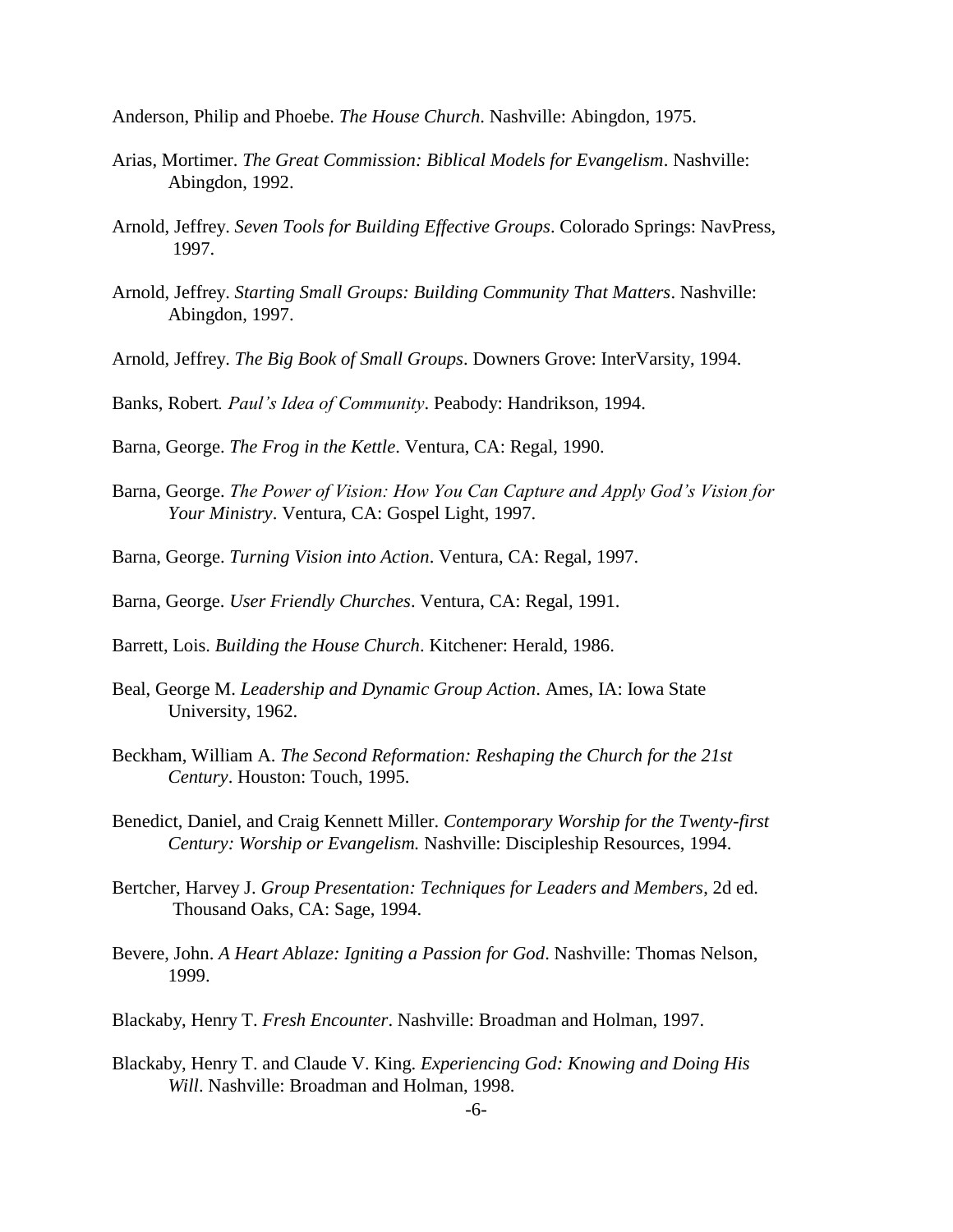Anderson, Philip and Phoebe. *The House Church*. Nashville: Abingdon, 1975.

Arias, Mortimer. *The Great Commission: Biblical Models for Evangelism*. Nashville: Abingdon, 1992.

Arnold, Jeffrey. *Seven Tools for Building Effective Groups*. Colorado Springs: NavPress, 1997.

Arnold, Jeffrey. *Starting Small Groups: Building Community That Matters*. Nashville: Abingdon, 1997.

Arnold, Jeffrey. *The Big Book of Small Groups*. Downers Grove: InterVarsity, 1994.

Banks, Robert*. Paul's Idea of Community*. Peabody: Handrikson, 1994.

Barna, George. *The Frog in the Kettle*. Ventura, CA: Regal, 1990.

Barna, George. *The Power of Vision: How You Can Capture and Apply God's Vision for Your Ministry*. Ventura, CA: Gospel Light, 1997.

Barna, George. *Turning Vision into Action*. Ventura, CA: Regal, 1997.

Barna, George. *User Friendly Churches*. Ventura, CA: Regal, 1991.

Barrett, Lois. *Building the House Church*. Kitchener: Herald, 1986.

Beal, George M. *Leadership and Dynamic Group Action*. Ames, IA: Iowa State University, 1962.

Beckham, William A. *The Second Reformation: Reshaping the Church for the 21st Century*. Houston: Touch, 1995.

Benedict, Daniel, and Craig Kennett Miller. *Contemporary Worship for the Twenty-first Century: Worship or Evangelism.* Nashville: Discipleship Resources, 1994.

Bertcher, Harvey J. *Group Presentation: Techniques for Leaders and Members*, 2d ed. Thousand Oaks, CA: Sage, 1994.

Bevere, John. *A Heart Ablaze: Igniting a Passion for God*. Nashville: Thomas Nelson, 1999.

Blackaby, Henry T. *Fresh Encounter*. Nashville: Broadman and Holman, 1997.

Blackaby, Henry T. and Claude V. King. *Experiencing God: Knowing and Doing His Will*. Nashville: Broadman and Holman, 1998.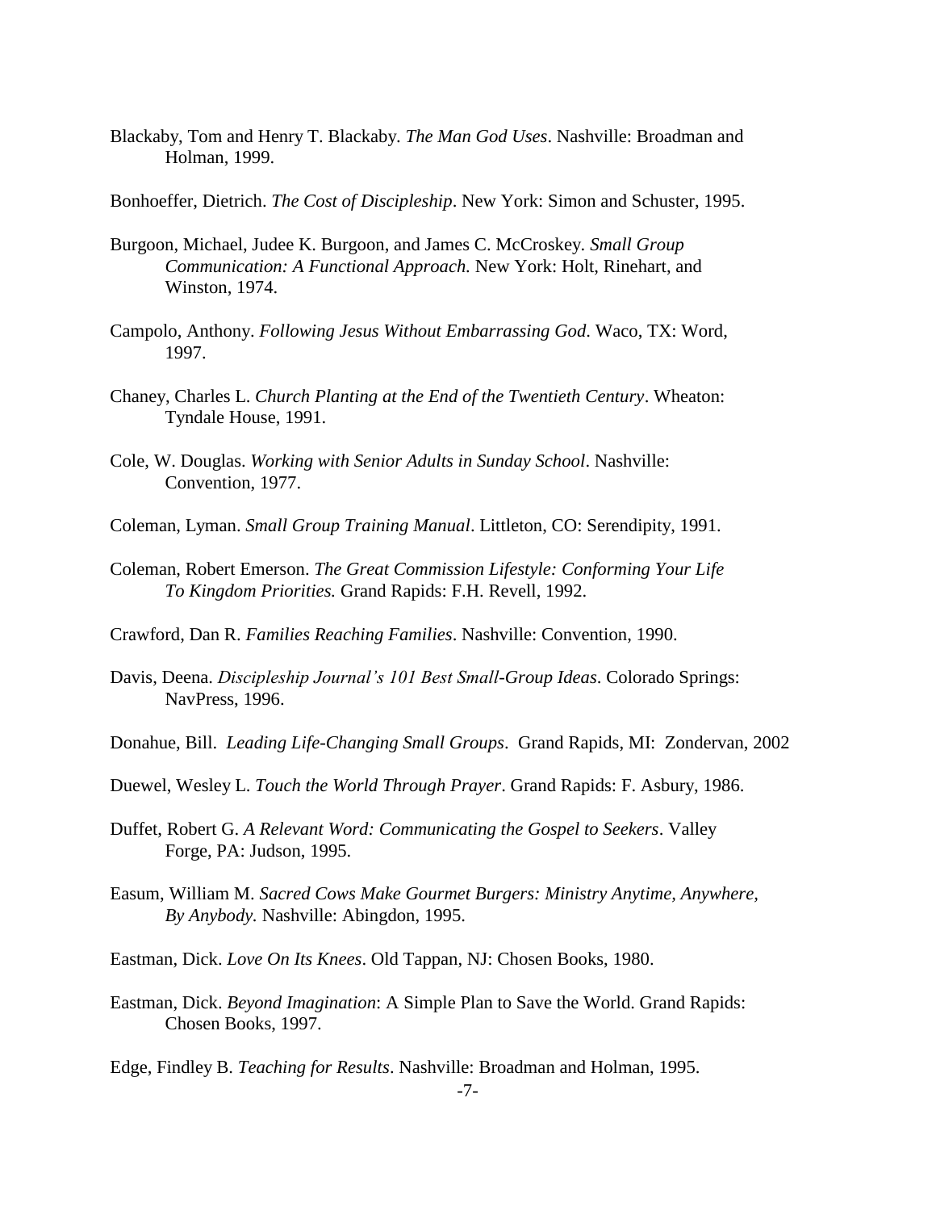Blackaby, Tom and Henry T. Blackaby. *The Man God Uses*. Nashville: Broadman and Holman, 1999.

Bonhoeffer, Dietrich. *The Cost of Discipleship*. New York: Simon and Schuster, 1995.

Burgoon, Michael, Judee K. Burgoon, and James C. McCroskey. *Small Group Communication: A Functional Approach.* New York: Holt, Rinehart, and Winston, 1974.

Campolo, Anthony. *Following Jesus Without Embarrassing God*. Waco, TX: Word, 1997.

Chaney, Charles L. *Church Planting at the End of the Twentieth Century*. Wheaton: Tyndale House, 1991.

Cole, W. Douglas. *Working with Senior Adults in Sunday School*. Nashville: Convention, 1977.

Coleman, Lyman. *Small Group Training Manual*. Littleton, CO: Serendipity, 1991.

Coleman, Robert Emerson. *The Great Commission Lifestyle: Conforming Your Life To Kingdom Priorities.* Grand Rapids: F.H. Revell, 1992.

Crawford, Dan R. *Families Reaching Families*. Nashville: Convention, 1990.

Davis, Deena. *Discipleship Journal's 101 Best Small-Group Ideas*. Colorado Springs: NavPress, 1996.

Donahue, Bill. *Leading Life-Changing Small Groups*. Grand Rapids, MI: Zondervan, 2002

Duewel, Wesley L. *Touch the World Through Prayer*. Grand Rapids: F. Asbury, 1986.

Duffet, Robert G. *A Relevant Word: Communicating the Gospel to Seekers*. Valley Forge, PA: Judson, 1995.

Easum, William M. *Sacred Cows Make Gourmet Burgers: Ministry Anytime, Anywhere, By Anybody.* Nashville: Abingdon, 1995.

Eastman, Dick. *Love On Its Knees*. Old Tappan, NJ: Chosen Books, 1980.

Eastman, Dick. *Beyond Imagination*: A Simple Plan to Save the World. Grand Rapids: Chosen Books, 1997.

Edge, Findley B. *Teaching for Results*. Nashville: Broadman and Holman, 1995.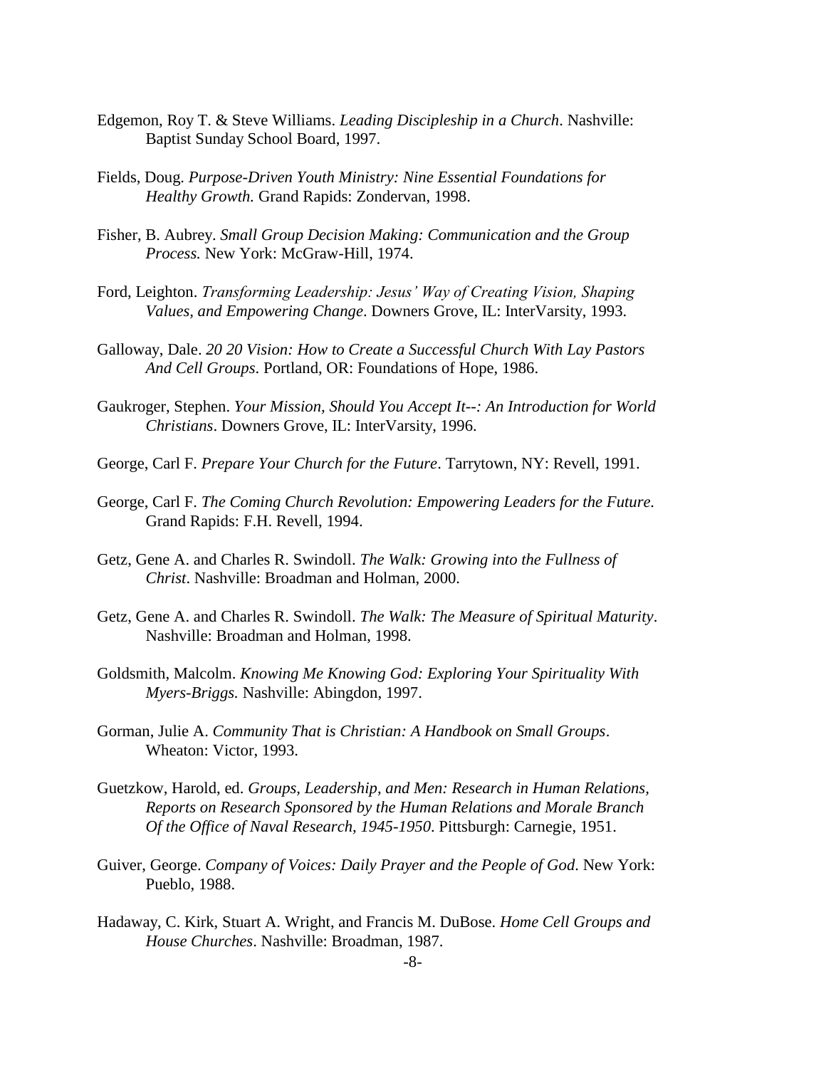Edgemon, Roy T. & Steve Williams. *Leading Discipleship in a Church*. Nashville: Baptist Sunday School Board, 1997.

Fields, Doug. *Purpose-Driven Youth Ministry: Nine Essential Foundations for Healthy Growth.* Grand Rapids: Zondervan, 1998.

Fisher, B. Aubrey. *Small Group Decision Making: Communication and the Group Process.* New York: McGraw-Hill, 1974.

Ford, Leighton. *Transforming Leadership: Jesus' Way of Creating Vision, Shaping Values, and Empowering Change*. Downers Grove, IL: InterVarsity, 1993.

Galloway, Dale. *20 20 Vision: How to Create a Successful Church With Lay Pastors And Cell Groups*. Portland, OR: Foundations of Hope, 1986.

Gaukroger, Stephen. *Your Mission, Should You Accept It--: An Introduction for World Christians*. Downers Grove, IL: InterVarsity, 1996.

George, Carl F. *Prepare Your Church for the Future*. Tarrytown, NY: Revell, 1991.

George, Carl F. *The Coming Church Revolution: Empowering Leaders for the Future.* Grand Rapids: F.H. Revell, 1994.

Getz, Gene A. and Charles R. Swindoll. *The Walk: Growing into the Fullness of Christ*. Nashville: Broadman and Holman, 2000.

Getz, Gene A. and Charles R. Swindoll. *The Walk: The Measure of Spiritual Maturity*. Nashville: Broadman and Holman, 1998.

Goldsmith, Malcolm. *Knowing Me Knowing God: Exploring Your Spirituality With Myers-Briggs.* Nashville: Abingdon, 1997.

Gorman, Julie A. *Community That is Christian: A Handbook on Small Groups*. Wheaton: Victor, 1993.

Guetzkow, Harold, ed. *Groups, Leadership, and Men: Research in Human Relations, Reports on Research Sponsored by the Human Relations and Morale Branch Of the Office of Naval Research, 1945-1950*. Pittsburgh: Carnegie, 1951.

Guiver, George. *Company of Voices: Daily Prayer and the People of God*. New York: Pueblo, 1988.

Hadaway, C. Kirk, Stuart A. Wright, and Francis M. DuBose. *Home Cell Groups and House Churches*. Nashville: Broadman, 1987.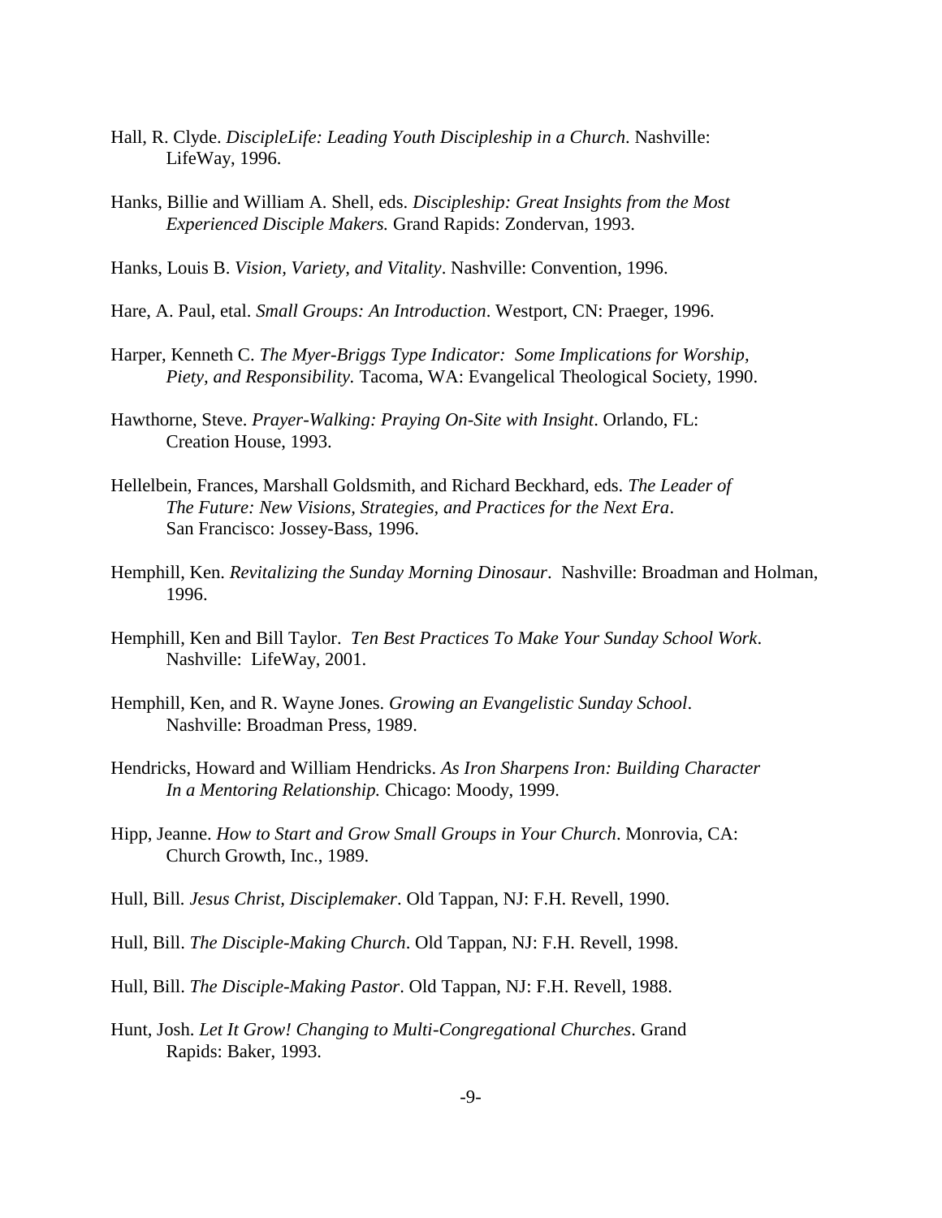Hall, R. Clyde. *DiscipleLife: Leading Youth Discipleship in a Church*. Nashville: LifeWay, 1996.

Hanks, Billie and William A. Shell, eds. *Discipleship: Great Insights from the Most Experienced Disciple Makers.* Grand Rapids: Zondervan, 1993.

Hanks, Louis B. *Vision, Variety, and Vitality*. Nashville: Convention, 1996.

Hare, A. Paul, etal. *Small Groups: An Introduction*. Westport, CN: Praeger, 1996.

Harper, Kenneth C. *The Myer-Briggs Type Indicator: Some Implications for Worship, Piety, and Responsibility.* Tacoma, WA: Evangelical Theological Society, 1990.

Hawthorne, Steve. *Prayer-Walking: Praying On-Site with Insight*. Orlando, FL: Creation House, 1993.

Hellelbein, Frances, Marshall Goldsmith, and Richard Beckhard, eds. *The Leader of The Future: New Visions, Strategies, and Practices for the Next Era*. San Francisco: Jossey-Bass, 1996.

Hemphill, Ken. *Revitalizing the Sunday Morning Dinosaur*. Nashville: Broadman and Holman, 1996.

Hemphill, Ken and Bill Taylor. *Ten Best Practices To Make Your Sunday School Work*. Nashville: LifeWay, 2001.

Hemphill, Ken, and R. Wayne Jones. *Growing an Evangelistic Sunday School*. Nashville: Broadman Press, 1989.

Hendricks, Howard and William Hendricks. *As Iron Sharpens Iron: Building Character In a Mentoring Relationship.* Chicago: Moody, 1999.

Hipp, Jeanne. *How to Start and Grow Small Groups in Your Church*. Monrovia, CA: Church Growth, Inc., 1989.

Hull, Bill. *Jesus Christ, Disciplemaker*. Old Tappan, NJ: F.H. Revell, 1990.

Hull, Bill. *The Disciple-Making Church*. Old Tappan, NJ: F.H. Revell, 1998.

Hull, Bill. *The Disciple-Making Pastor*. Old Tappan, NJ: F.H. Revell, 1988.

Hunt, Josh. *Let It Grow! Changing to Multi-Congregational Churches*. Grand Rapids: Baker, 1993.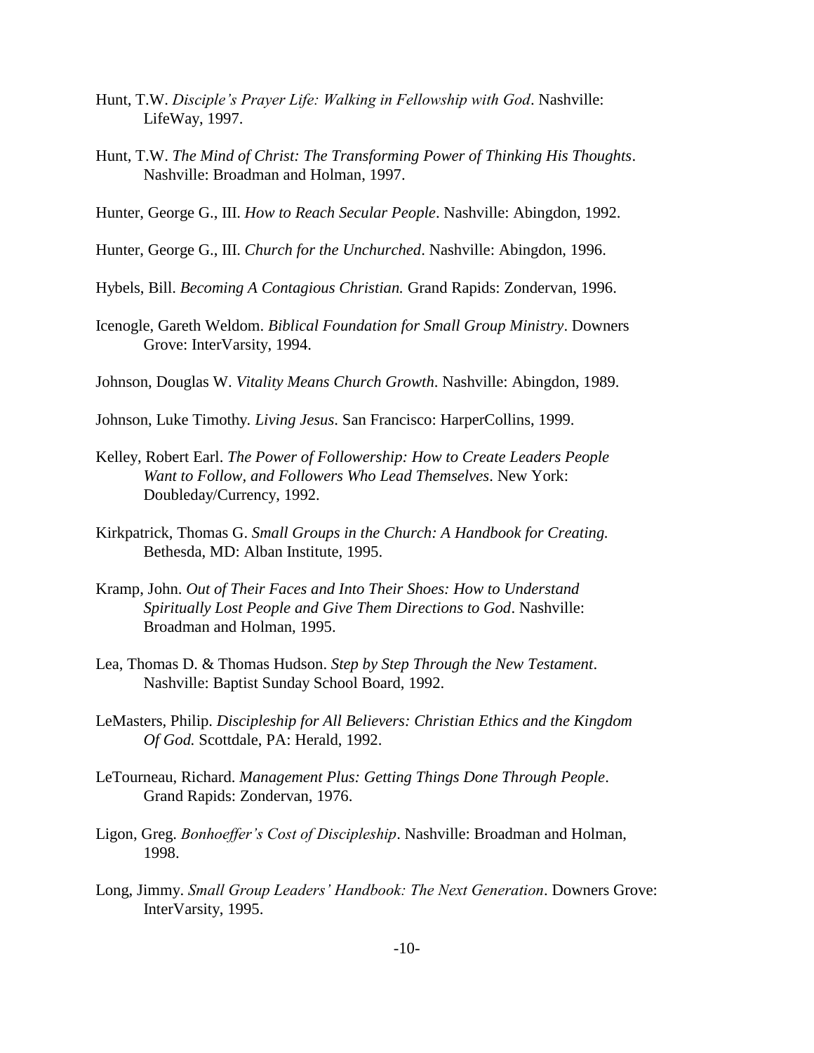Hunt, T.W. *Disciple's Prayer Life: Walking in Fellowship with God*. Nashville: LifeWay, 1997.

Hunt, T.W. *The Mind of Christ: The Transforming Power of Thinking His Thoughts*. Nashville: Broadman and Holman, 1997.

Hunter, George G., III. *How to Reach Secular People*. Nashville: Abingdon, 1992.

Hunter, George G., III. *Church for the Unchurched*. Nashville: Abingdon, 1996.

Hybels, Bill. *Becoming A Contagious Christian.* Grand Rapids: Zondervan, 1996.

Icenogle, Gareth Weldom. *Biblical Foundation for Small Group Ministry*. Downers Grove: InterVarsity, 1994.

Johnson, Douglas W. *Vitality Means Church Growth.* Nashville: Abingdon, 1989.

Johnson, Luke Timothy. *Living Jesus*. San Francisco: HarperCollins, 1999.

Kelley, Robert Earl. *The Power of Followership: How to Create Leaders People Want to Follow, and Followers Who Lead Themselves*. New York: Doubleday/Currency, 1992.

Kirkpatrick, Thomas G. *Small Groups in the Church: A Handbook for Creating.* Bethesda, MD: Alban Institute, 1995.

Kramp, John. *Out of Their Faces and Into Their Shoes: How to Understand Spiritually Lost People and Give Them Directions to God*. Nashville: Broadman and Holman, 1995.

Lea, Thomas D. & Thomas Hudson. *Step by Step Through the New Testament*. Nashville: Baptist Sunday School Board, 1992.

LeMasters, Philip. *Discipleship for All Believers: Christian Ethics and the Kingdom Of God.* Scottdale, PA: Herald, 1992.

LeTourneau, Richard. *Management Plus: Getting Things Done Through People*. Grand Rapids: Zondervan, 1976.

Ligon, Greg. *Bonhoeffer's Cost of Discipleship*. Nashville: Broadman and Holman, 1998.

Long, Jimmy. *Small Group Leaders' Handbook: The Next Generation*. Downers Grove: InterVarsity, 1995.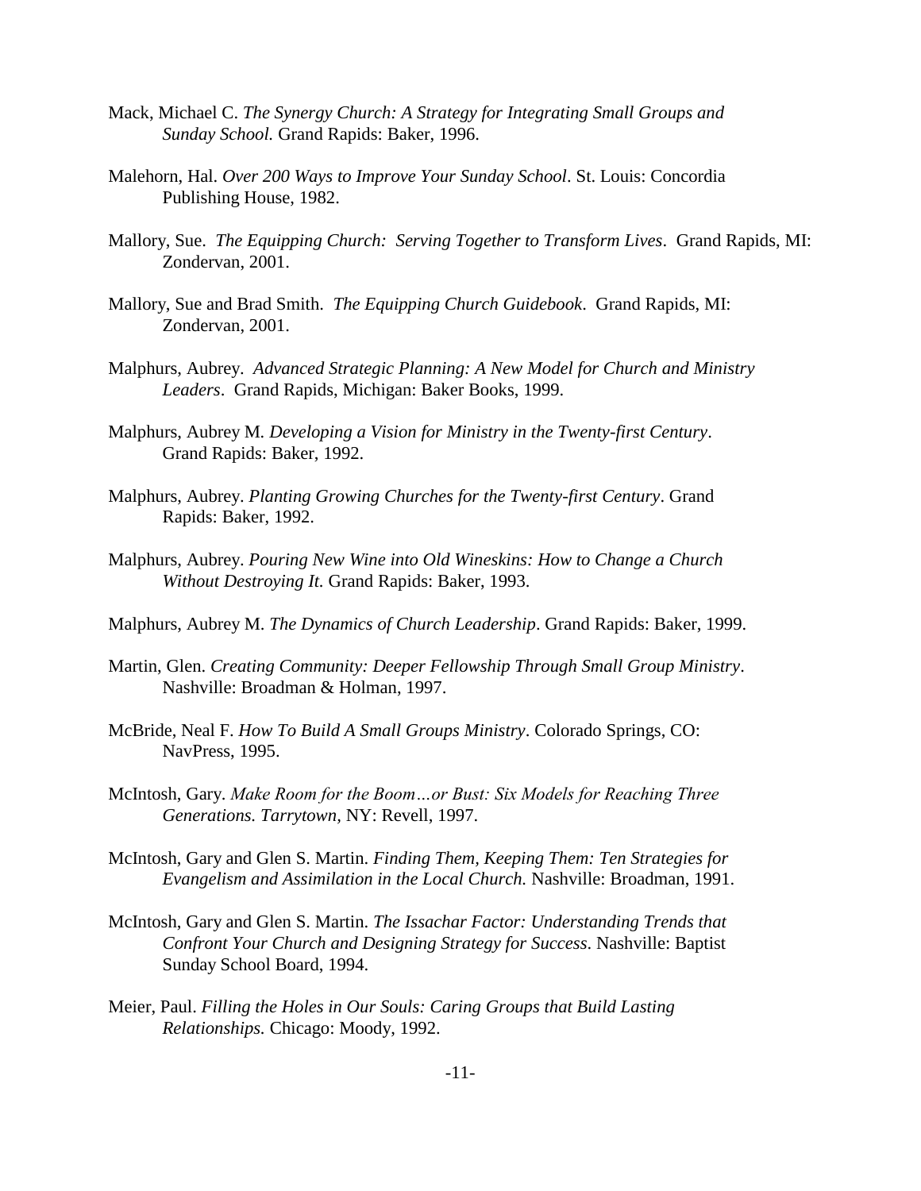Mack, Michael C. *The Synergy Church: A Strategy for Integrating Small Groups and Sunday School.* Grand Rapids: Baker, 1996.

Malehorn, Hal. *Over 200 Ways to Improve Your Sunday School*. St. Louis: Concordia Publishing House, 1982.

Mallory, Sue. *The Equipping Church: Serving Together to Transform Lives*. Grand Rapids, MI: Zondervan, 2001.

Mallory, Sue and Brad Smith. *The Equipping Church Guidebook*. Grand Rapids, MI: Zondervan, 2001.

Malphurs, Aubrey. *Advanced Strategic Planning: A New Model for Church and Ministry Leaders*. Grand Rapids, Michigan: Baker Books, 1999.

Malphurs, Aubrey M. *Developing a Vision for Ministry in the Twenty-first Century*. Grand Rapids: Baker, 1992.

Malphurs, Aubrey. *Planting Growing Churches for the Twenty-first Century*. Grand Rapids: Baker, 1992.

Malphurs, Aubrey. *Pouring New Wine into Old Wineskins: How to Change a Church Without Destroying It.* Grand Rapids: Baker, 1993.

Malphurs, Aubrey M. *The Dynamics of Church Leadership*. Grand Rapids: Baker, 1999.

Martin, Glen. *Creating Community: Deeper Fellowship Through Small Group Ministry*. Nashville: Broadman & Holman, 1997.

McBride, Neal F. *How To Build A Small Groups Ministry*. Colorado Springs, CO: NavPress, 1995.

McIntosh, Gary. *Make Room for the Boom…or Bust: Six Models for Reaching Three Generations. Tarrytown,* NY: Revell, 1997.

McIntosh, Gary and Glen S. Martin. *Finding Them, Keeping Them: Ten Strategies for Evangelism and Assimilation in the Local Church.* Nashville: Broadman, 1991.

McIntosh, Gary and Glen S. Martin. *The Issachar Factor: Understanding Trends that Confront Your Church and Designing Strategy for Success*. Nashville: Baptist Sunday School Board, 1994.

Meier, Paul. *Filling the Holes in Our Souls: Caring Groups that Build Lasting Relationships.* Chicago: Moody, 1992.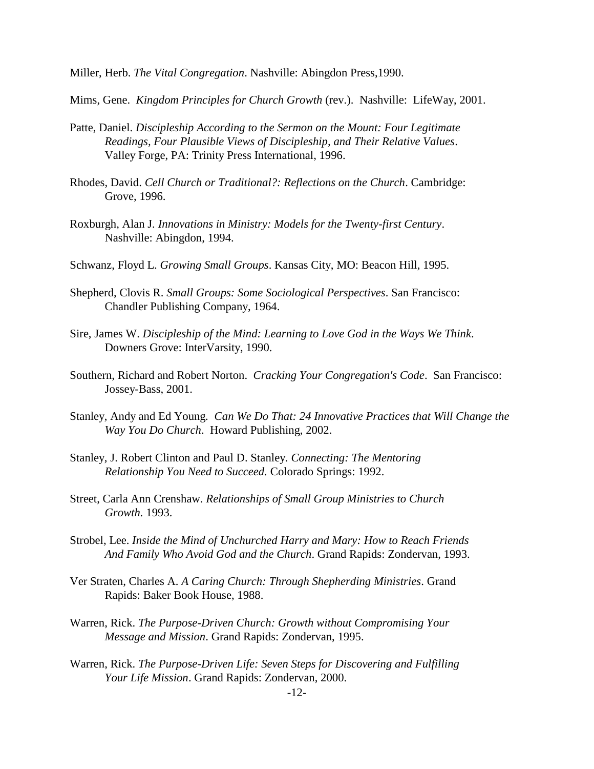Miller, Herb. *The Vital Congregation*. Nashville: Abingdon Press,1990.

Mims, Gene. *Kingdom Principles for Church Growth* (rev.). Nashville: LifeWay, 2001.

Patte, Daniel. *Discipleship According to the Sermon on the Mount: Four Legitimate Readings, Four Plausible Views of Discipleship, and Their Relative Values*. Valley Forge, PA: Trinity Press International, 1996.

Rhodes, David. *Cell Church or Traditional?: Reflections on the Church*. Cambridge: Grove, 1996.

Roxburgh, Alan J. *Innovations in Ministry: Models for the Twenty-first Century*. Nashville: Abingdon, 1994.

Schwanz, Floyd L. *Growing Small Groups*. Kansas City, MO: Beacon Hill, 1995.

Shepherd, Clovis R. *Small Groups: Some Sociological Perspectives*. San Francisco: Chandler Publishing Company, 1964.

Sire, James W. *Discipleship of the Mind: Learning to Love God in the Ways We Think*. Downers Grove: InterVarsity, 1990.

Southern, Richard and Robert Norton. *Cracking Your Congregation's Code*. San Francisco: Jossey-Bass, 2001.

Stanley, Andy and Ed Young. *Can We Do That: 24 Innovative Practices that Will Change the Way You Do Church*. Howard Publishing, 2002.

Stanley, J. Robert Clinton and Paul D. Stanley. *Connecting: The Mentoring Relationship You Need to Succeed.* Colorado Springs: 1992.

Street, Carla Ann Crenshaw. *Relationships of Small Group Ministries to Church Growth.* 1993.

Strobel, Lee. *Inside the Mind of Unchurched Harry and Mary: How to Reach Friends And Family Who Avoid God and the Church*. Grand Rapids: Zondervan, 1993.

Ver Straten, Charles A. *A Caring Church: Through Shepherding Ministries*. Grand Rapids: Baker Book House, 1988.

Warren, Rick. *The Purpose-Driven Church: Growth without Compromising Your Message and Mission*. Grand Rapids: Zondervan, 1995.

Warren, Rick. *The Purpose-Driven Life: Seven Steps for Discovering and Fulfilling Your Life Mission*. Grand Rapids: Zondervan, 2000.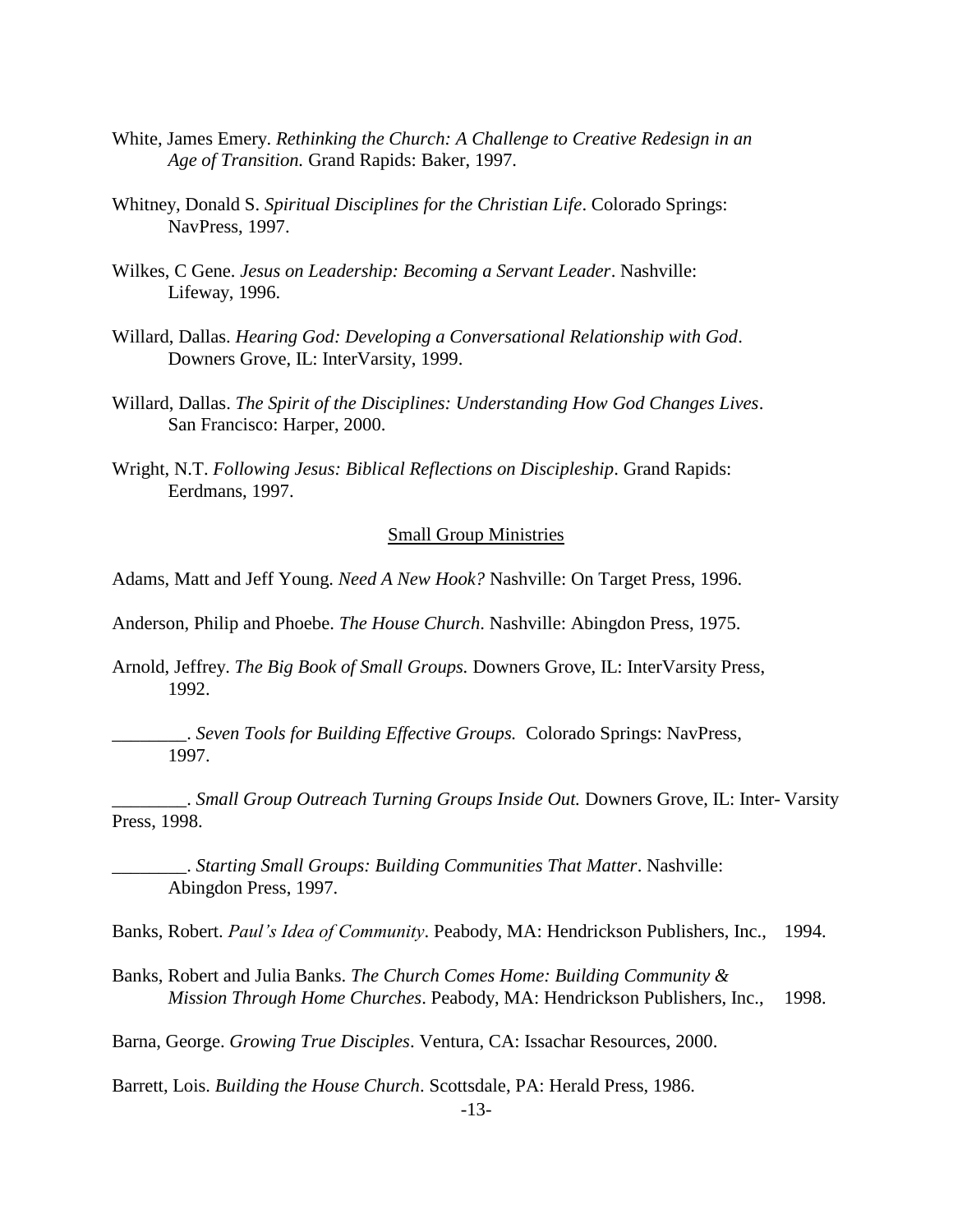White, James Emery. *Rethinking the Church: A Challenge to Creative Redesign in an Age of Transition.* Grand Rapids: Baker, 1997.

Whitney, Donald S. *Spiritual Disciplines for the Christian Life*. Colorado Springs: NavPress, 1997.

Wilkes, C Gene. *Jesus on Leadership: Becoming a Servant Leader*. Nashville: Lifeway, 1996.

Willard, Dallas. *Hearing God: Developing a Conversational Relationship with God*. Downers Grove, IL: InterVarsity, 1999.

Willard, Dallas. *The Spirit of the Disciplines: Understanding How God Changes Lives*. San Francisco: Harper, 2000.

Wright, N.T. *Following Jesus: Biblical Reflections on Discipleship*. Grand Rapids: Eerdmans, 1997.

## Small Group Ministries

Adams, Matt and Jeff Young. *Need A New Hook?* Nashville: On Target Press, 1996.

Anderson, Philip and Phoebe. *The House Church*. Nashville: Abingdon Press, 1975.

Arnold, Jeffrey. *The Big Book of Small Groups.* Downers Grove, IL: InterVarsity Press, 1992.

________. *Seven Tools for Building Effective Groups.* Colorado Springs: NavPress, 1997.

________. *Small Group Outreach Turning Groups Inside Out.* Downers Grove, IL: Inter- Varsity Press, 1998.

________. *Starting Small Groups: Building Communities That Matter*. Nashville: Abingdon Press, 1997.

Banks, Robert. *Paul's Idea of Community*. Peabody, MA: Hendrickson Publishers, Inc., 1994.

Banks, Robert and Julia Banks. *The Church Comes Home: Building Community & Mission Through Home Churches*. Peabody, MA: Hendrickson Publishers, Inc., 1998.

Barna, George. *Growing True Disciples*. Ventura, CA: Issachar Resources, 2000.

Barrett, Lois. *Building the House Church*. Scottsdale, PA: Herald Press, 1986.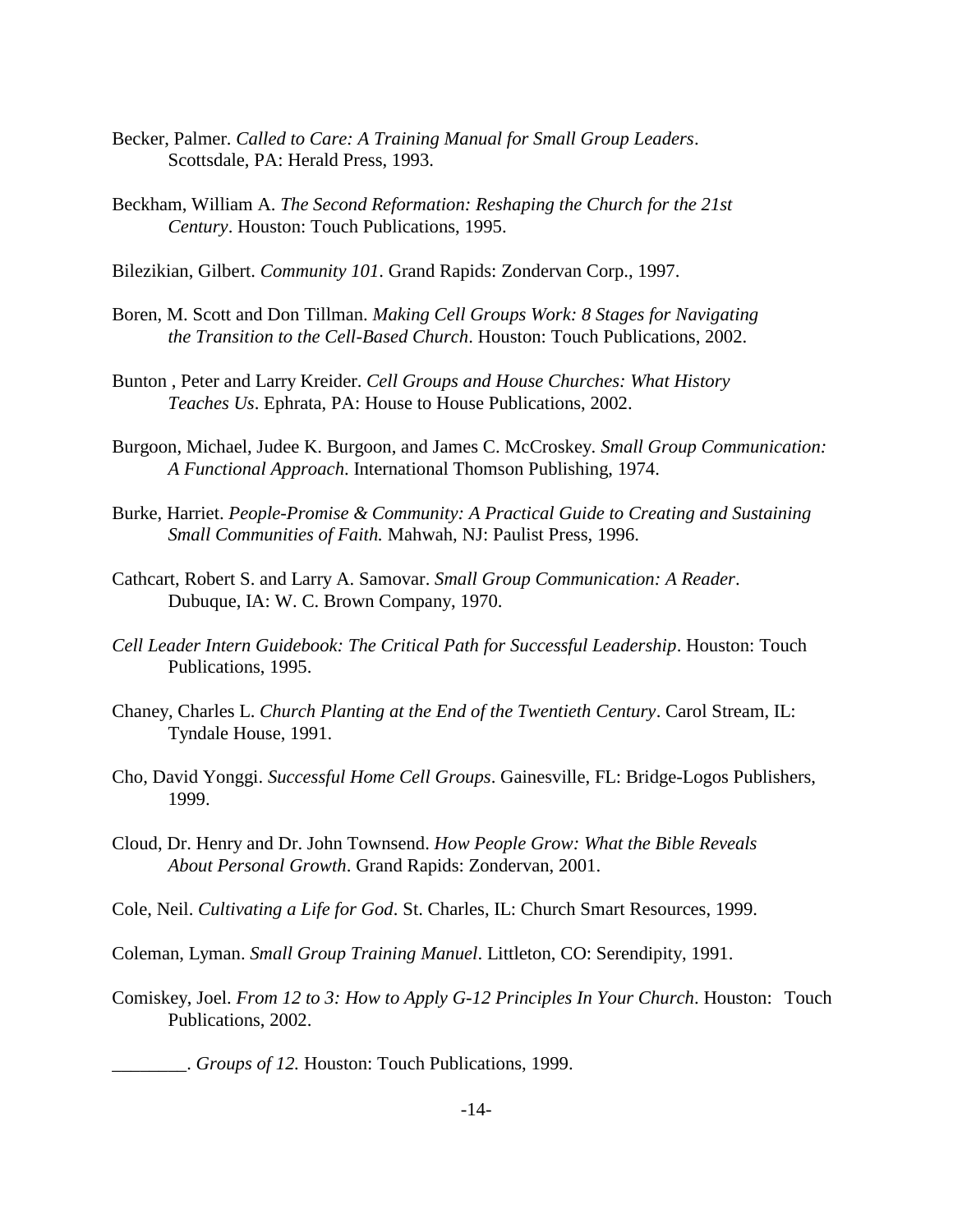Becker, Palmer. *Called to Care: A Training Manual for Small Group Leaders*. Scottsdale, PA: Herald Press, 1993.

Beckham, William A. *The Second Reformation: Reshaping the Church for the 21st Century*. Houston: Touch Publications, 1995.

Bilezikian, Gilbert. *Community 101*. Grand Rapids: Zondervan Corp., 1997.

Boren, M. Scott and Don Tillman. *Making Cell Groups Work: 8 Stages for Navigating the Transition to the Cell-Based Church*. Houston: Touch Publications, 2002.

Bunton , Peter and Larry Kreider. *Cell Groups and House Churches: What History Teaches Us*. Ephrata, PA: House to House Publications, 2002.

Burgoon, Michael, Judee K. Burgoon, and James C. McCroskey. *Small Group Communication: A Functional Approach*. International Thomson Publishing, 1974.

Burke, Harriet. *People-Promise & Community: A Practical Guide to Creating and Sustaining Small Communities of Faith.* Mahwah, NJ: Paulist Press, 1996.

Cathcart, Robert S. and Larry A. Samovar. *Small Group Communication: A Reader*. Dubuque, IA: W. C. Brown Company, 1970.

*Cell Leader Intern Guidebook: The Critical Path for Successful Leadership*. Houston: Touch Publications, 1995.

Chaney, Charles L. *Church Planting at the End of the Twentieth Century*. Carol Stream, IL: Tyndale House, 1991.

Cho, David Yonggi. *Successful Home Cell Groups*. Gainesville, FL: Bridge-Logos Publishers, 1999.

Cloud, Dr. Henry and Dr. John Townsend. *How People Grow: What the Bible Reveals About Personal Growth*. Grand Rapids: Zondervan, 2001.

Cole, Neil. *Cultivating a Life for God*. St. Charles, IL: Church Smart Resources, 1999.

Coleman, Lyman. *Small Group Training Manuel*. Littleton, CO: Serendipity, 1991.

Comiskey, Joel. *From 12 to 3: How to Apply G-12 Principles In Your Church*. Houston: Touch Publications, 2002.

________. *Groups of 12.* Houston: Touch Publications, 1999.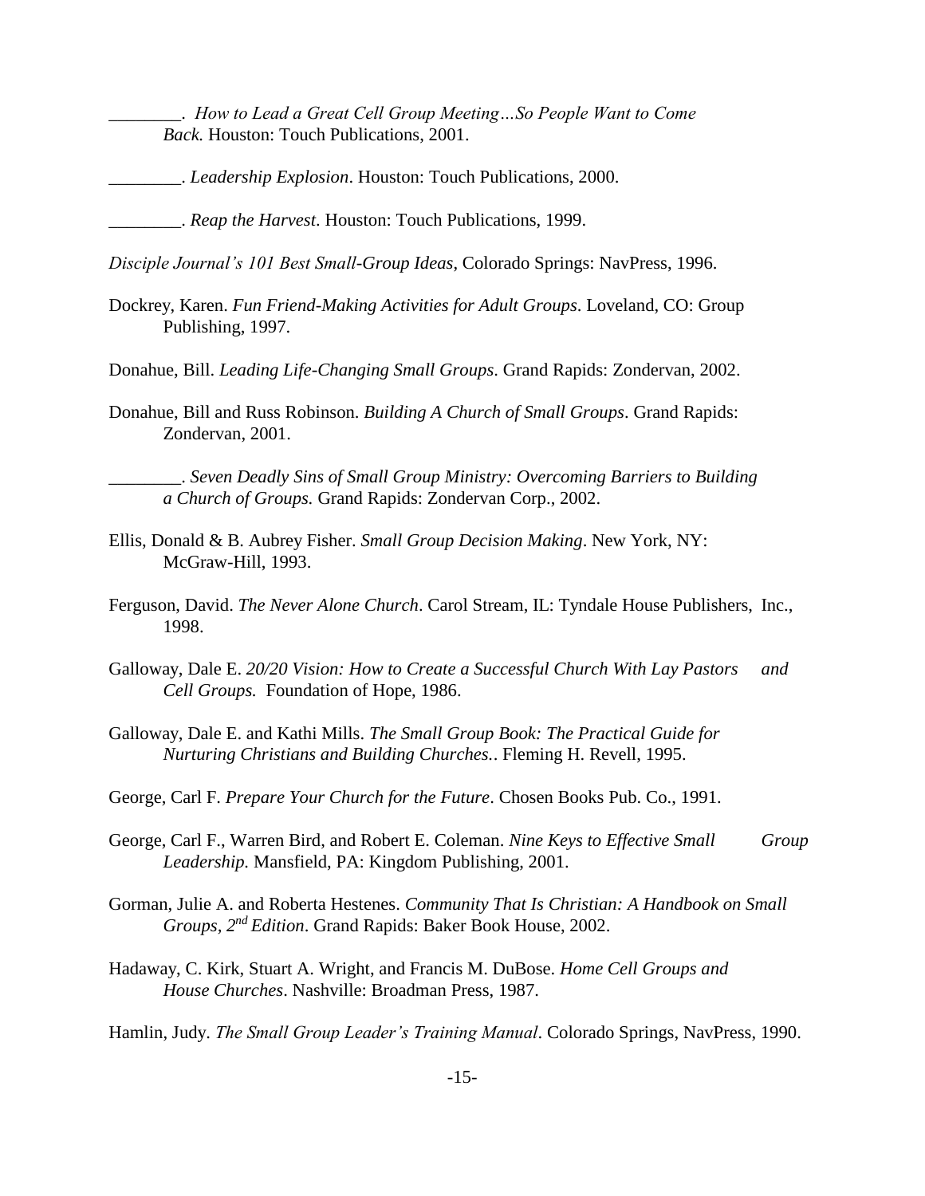________. *How to Lead a Great Cell Group Meeting…So People Want to Come Back.* Houston: Touch Publications, 2001.

________. *Leadership Explosion*. Houston: Touch Publications, 2000.

________. *Reap the Harvest*. Houston: Touch Publications, 1999.

*Disciple Journal's 101 Best Small-Group Ideas*, Colorado Springs: NavPress, 1996.

Dockrey, Karen. *Fun Friend-Making Activities for Adult Groups*. Loveland, CO: Group Publishing, 1997.

Donahue, Bill. *Leading Life-Changing Small Groups*. Grand Rapids: Zondervan, 2002.

Donahue, Bill and Russ Robinson. *Building A Church of Small Groups*. Grand Rapids: Zondervan, 2001.

________. *Seven Deadly Sins of Small Group Ministry: Overcoming Barriers to Building a Church of Groups.* Grand Rapids: Zondervan Corp., 2002.

Ellis, Donald & B. Aubrey Fisher. *Small Group Decision Making*. New York, NY: McGraw-Hill, 1993.

Ferguson, David. *The Never Alone Church*. Carol Stream, IL: Tyndale House Publishers, Inc., 1998.

Galloway, Dale E. *20/20 Vision: How to Create a Successful Church With Lay Pastors and Cell Groups.* Foundation of Hope, 1986.

Galloway, Dale E. and Kathi Mills. *The Small Group Book: The Practical Guide for Nurturing Christians and Building Churches.*. Fleming H. Revell, 1995.

George, Carl F. *Prepare Your Church for the Future*. Chosen Books Pub. Co., 1991.

George, Carl F., Warren Bird, and Robert E. Coleman. *Nine Keys to Effective Small Group Leadership.* Mansfield, PA: Kingdom Publishing, 2001.

Gorman, Julie A. and Roberta Hestenes. *Community That Is Christian: A Handbook on Small Groups, 2nd Edition*. Grand Rapids: Baker Book House, 2002.

Hadaway, C. Kirk, Stuart A. Wright, and Francis M. DuBose. *Home Cell Groups and House Churches*. Nashville: Broadman Press, 1987.

Hamlin, Judy. *The Small Group Leader's Training Manual*. Colorado Springs, NavPress, 1990.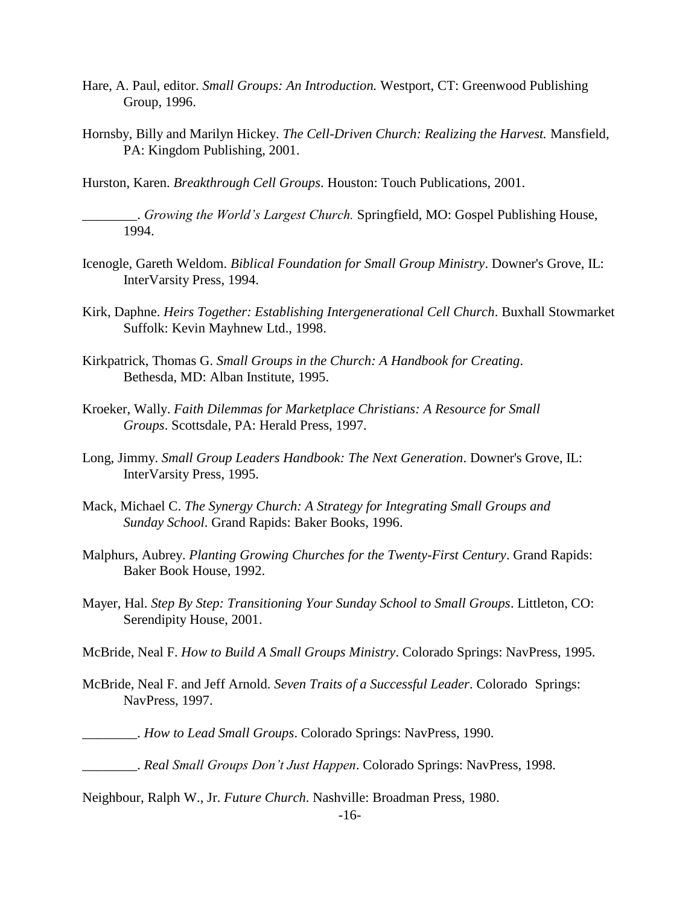Hare, A. Paul, editor. *Small Groups: An Introduction.* Westport, CT: Greenwood Publishing Group, 1996.

Hornsby, Billy and Marilyn Hickey. *The Cell-Driven Church: Realizing the Harvest.* Mansfield, PA: Kingdom Publishing, 2001.

Hurston, Karen. *Breakthrough Cell Groups*. Houston: Touch Publications, 2001.

________. *Growing the World's Largest Church.* Springfield, MO: Gospel Publishing House, 1994.

Icenogle, Gareth Weldom. *Biblical Foundation for Small Group Ministry*. Downer's Grove, IL: InterVarsity Press, 1994.

Kirk, Daphne. *Heirs Together: Establishing Intergenerational Cell Church*. Buxhall Stowmarket Suffolk: Kevin Mayhnew Ltd., 1998.

Kirkpatrick, Thomas G. *Small Groups in the Church: A Handbook for Creating*. Bethesda, MD: Alban Institute, 1995.

Kroeker, Wally. *Faith Dilemmas for Marketplace Christians: A Resource for Small Groups*. Scottsdale, PA: Herald Press, 1997.

Long, Jimmy. *Small Group Leaders Handbook: The Next Generation*. Downer's Grove, IL: InterVarsity Press, 1995.

Mack, Michael C. *The Synergy Church: A Strategy for Integrating Small Groups and Sunday School*. Grand Rapids: Baker Books, 1996.

Malphurs, Aubrey. *Planting Growing Churches for the Twenty-First Century*. Grand Rapids: Baker Book House, 1992.

Mayer, Hal. *Step By Step: Transitioning Your Sunday School to Small Groups*. Littleton, CO: Serendipity House, 2001.

McBride, Neal F. *How to Build A Small Groups Ministry*. Colorado Springs: NavPress, 1995.

McBride, Neal F. and Jeff Arnold. *Seven Traits of a Successful Leader*. Colorado Springs: NavPress, 1997.

________. *How to Lead Small Groups*. Colorado Springs: NavPress, 1990.

________. *Real Small Groups Don't Just Happen*. Colorado Springs: NavPress, 1998.

Neighbour, Ralph W., Jr. *Future Church*. Nashville: Broadman Press, 1980.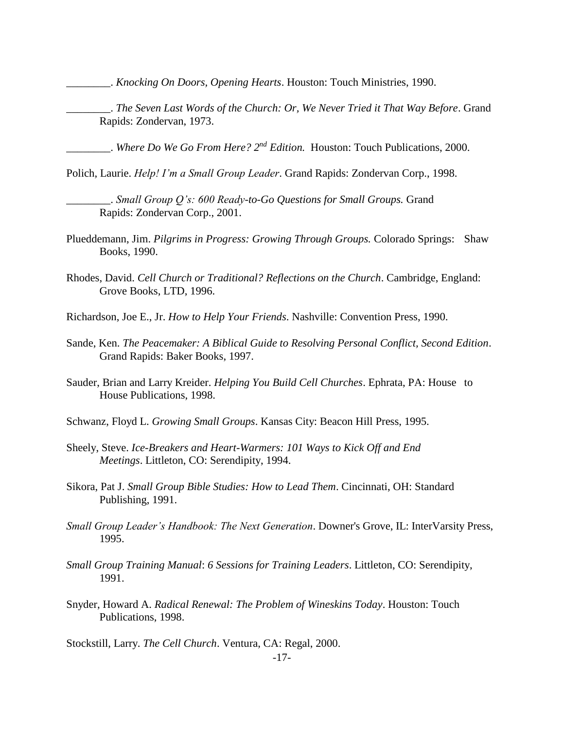________. *Knocking On Doors, Opening Hearts*. Houston: Touch Ministries, 1990.

________. *The Seven Last Words of the Church: Or, We Never Tried it That Way Before*. Grand Rapids: Zondervan, 1973.

________. *Where Do We Go From Here? 2nd Edition.* Houston: Touch Publications, 2000.

Polich, Laurie. *Help! I'm a Small Group Leader*. Grand Rapids: Zondervan Corp., 1998.

________. *Small Group Q's: 600 Ready-to-Go Questions for Small Groups.* Grand Rapids: Zondervan Corp., 2001.

Plueddemann, Jim. *Pilgrims in Progress: Growing Through Groups.* Colorado Springs: Shaw Books, 1990.

Rhodes, David. *Cell Church or Traditional? Reflections on the Church*. Cambridge, England: Grove Books, LTD, 1996.

Richardson, Joe E., Jr. *How to Help Your Friends*. Nashville: Convention Press, 1990.

Sande, Ken. *The Peacemaker: A Biblical Guide to Resolving Personal Conflict, Second Edition*. Grand Rapids: Baker Books, 1997.

Sauder, Brian and Larry Kreider. *Helping You Build Cell Churches*. Ephrata, PA: House to House Publications, 1998.

Schwanz, Floyd L. *Growing Small Groups*. Kansas City: Beacon Hill Press, 1995.

Sheely, Steve. *Ice-Breakers and Heart-Warmers: 101 Ways to Kick Off and End Meetings*. Littleton, CO: Serendipity, 1994.

Sikora, Pat J. *Small Group Bible Studies: How to Lead Them*. Cincinnati, OH: Standard Publishing, 1991.

*Small Group Leader's Handbook: The Next Generation*. Downer's Grove, IL: InterVarsity Press, 1995.

*Small Group Training Manual*: *6 Sessions for Training Leaders*. Littleton, CO: Serendipity, 1991.

Snyder, Howard A. *Radical Renewal: The Problem of Wineskins Today*. Houston: Touch Publications, 1998.

Stockstill, Larry. *The Cell Church*. Ventura, CA: Regal, 2000.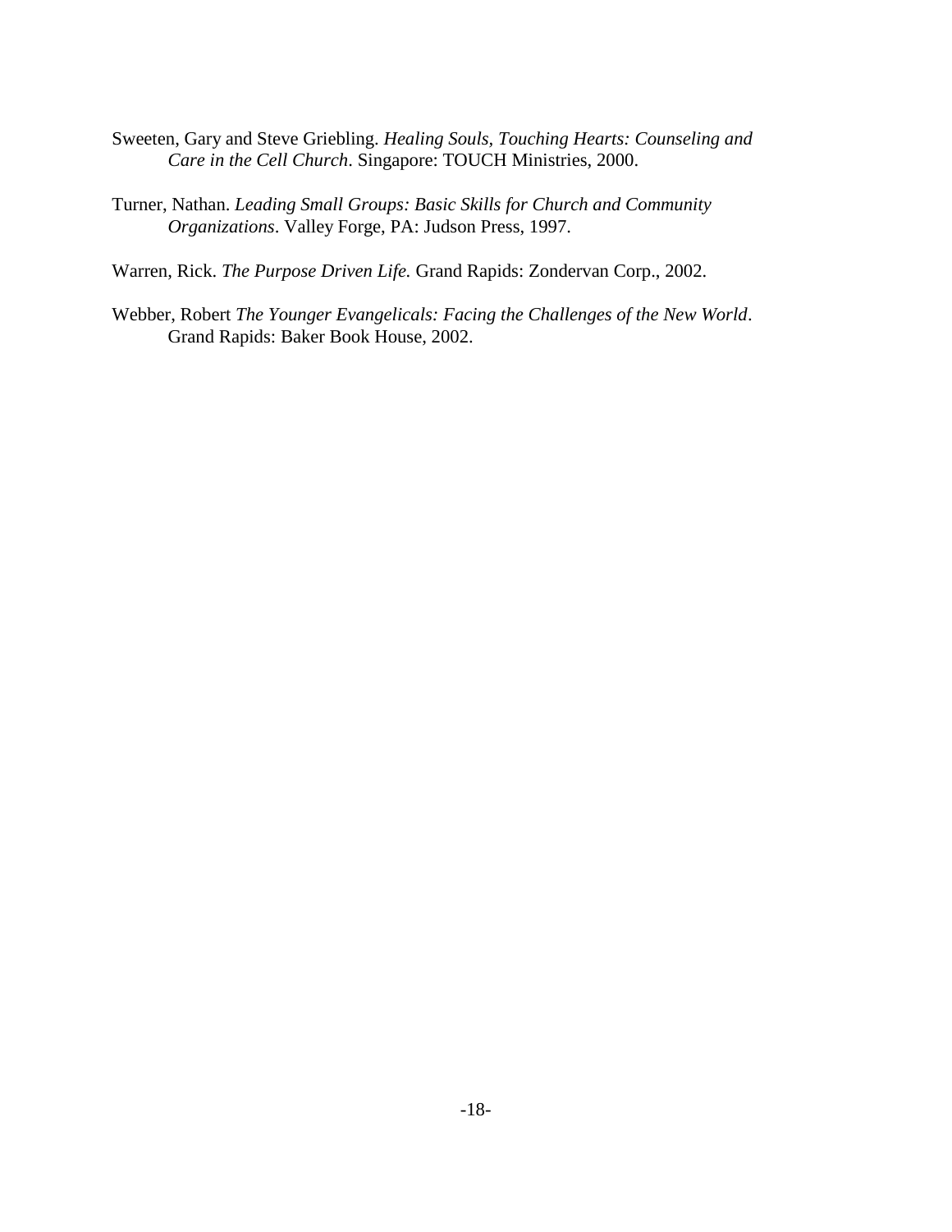Sweeten, Gary and Steve Griebling. *Healing Souls, Touching Hearts: Counseling and Care in the Cell Church*. Singapore: TOUCH Ministries, 2000.

Turner, Nathan. *Leading Small Groups: Basic Skills for Church and Community Organizations*. Valley Forge, PA: Judson Press, 1997.

Warren, Rick. *The Purpose Driven Life.* Grand Rapids: Zondervan Corp., 2002.

Webber, Robert *The Younger Evangelicals: Facing the Challenges of the New World*. Grand Rapids: Baker Book House, 2002.